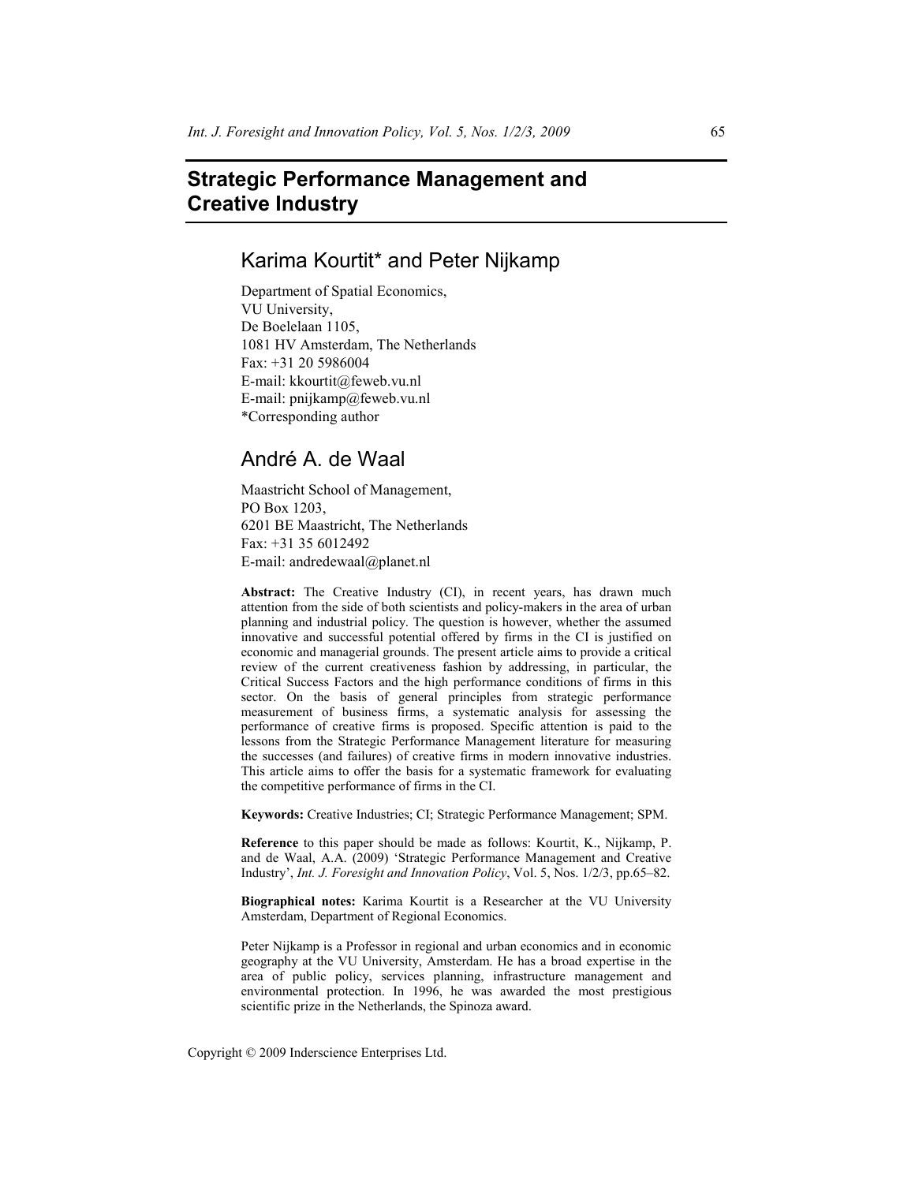# Strategic Performance Management and Creative Industry

## Karima Kourtit* and Peter Nijkamp

Department of Spatial Economics,
VU University,
De Boelelaan 1105,
1081 HV Amsterdam, The Netherlands
Fax: +31 20 5986004
E-mail: kkourtit@feweb.vu.nl
E-mail: pnijkamp@feweb.vu.nl
*Corresponding author

## André A. de Waal

Maastricht School of Management,
PO Box 1203,
6201 BE Maastricht, The Netherlands
Fax: +31 35 6012492
E-mail: andredewaal@planet.nl

**Abstract:** The Creative Industry (CI), in recent years, has drawn much attention from the side of both scientists and policy-makers in the area of urban planning and industrial policy. The question is however, whether the assumed innovative and successful potential offered by firms in the CI is justified on economic and managerial grounds. The present article aims to provide a critical review of the current creativeness fashion by addressing, in particular, the Critical Success Factors and the high performance conditions of firms in this sector. On the basis of general principles from strategic performance measurement of business firms, a systematic analysis for assessing the performance of creative firms is proposed. Specific attention is paid to the lessons from the Strategic Performance Management literature for measuring the successes (and failures) of creative firms in modern innovative industries. This article aims to offer the basis for a systematic framework for evaluating the competitive performance of firms in the CI.

**Keywords:** Creative Industries; CI; Strategic Performance Management; SPM.

**Reference** to this paper should be made as follows: Kourtit, K., Nijkamp, P. and de Waal, A.A. (2009) 'Strategic Performance Management and Creative Industry', *Int. J. Foresight and Innovation Policy*, Vol. 5, Nos. 1/2/3, pp.65–82.

**Biographical notes:** Karima Kourtit is a Researcher at the VU University Amsterdam, Department of Regional Economics.

Peter Nijkamp is a Professor in regional and urban economics and in economic geography at the VU University, Amsterdam. He has a broad expertise in the area of public policy, services planning, infrastructure management and environmental protection. In 1996, he was awarded the most prestigious scientific prize in the Netherlands, the Spinoza award.

Copyright © 2009 Inderscience Enterprises Ltd.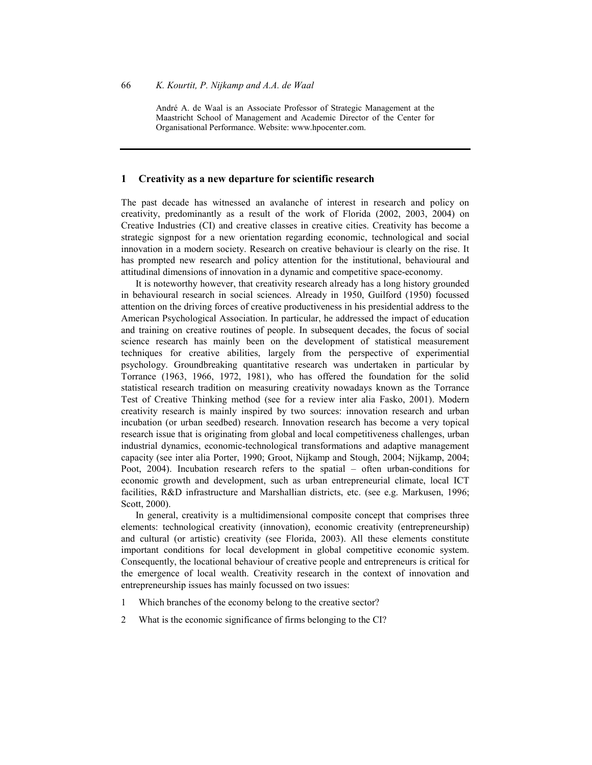André A. de Waal is an Associate Professor of Strategic Management at the Maastricht School of Management and Academic Director of the Center for Organisational Performance. Website: www.hpocenter.com.

## 1 Creativity as a new departure for scientific research

The past decade has witnessed an avalanche of interest in research and policy on creativity, predominantly as a result of the work of Florida (2002, 2003, 2004) on Creative Industries (CI) and creative classes in creative cities. Creativity has become a strategic signpost for a new orientation regarding economic, technological and social innovation in a modern society. Research on creative behaviour is clearly on the rise. It has prompted new research and policy attention for the institutional, behavioural and attitudinal dimensions of innovation in a dynamic and competitive space-economy.

It is noteworthy however, that creativity research already has a long history grounded in behavioural research in social sciences. Already in 1950, Guilford (1950) focussed attention on the driving forces of creative productiveness in his presidential address to the American Psychological Association. In particular, he addressed the impact of education and training on creative routines of people. In subsequent decades, the focus of social science research has mainly been on the development of statistical measurement techniques for creative abilities, largely from the perspective of experimental psychology. Groundbreaking quantitative research was undertaken in particular by Torrance (1963, 1966, 1972, 1981), who has offered the foundation for the solid statistical research tradition on measuring creativity nowadays known as the Torrance Test of Creative Thinking method (see for a review inter alia Fasko, 2001). Modern creativity research is mainly inspired by two sources: innovation research and urban incubation (or urban seedbed) research. Innovation research has become a very topical research issue that is originating from global and local competitiveness challenges, urban industrial dynamics, economic-technological transformations and adaptive management capacity (see inter alia Porter, 1990; Groot, Nijkamp and Stough, 2004; Nijkamp, 2004; Poot, 2004). Incubation research refers to the spatial – often urban-conditions for economic growth and development, such as urban entrepreneurial climate, local ICT facilities, R&D infrastructure and Marshallian districts, etc. (see e.g. Markusen, 1996; Scott, 2000).

In general, creativity is a multidimensional composite concept that comprises three elements: technological creativity (innovation), economic creativity (entrepreneurship) and cultural (or artistic) creativity (see Florida, 2003). All these elements constitute important conditions for local development in global competitive economic system. Consequently, the locational behaviour of creative people and entrepreneurs is critical for the emergence of local wealth. Creativity research in the context of innovation and entrepreneurship issues has mainly focussed on two issues:

1. Which branches of the economy belong to the creative sector?
2. What is the economic significance of firms belonging to the CI?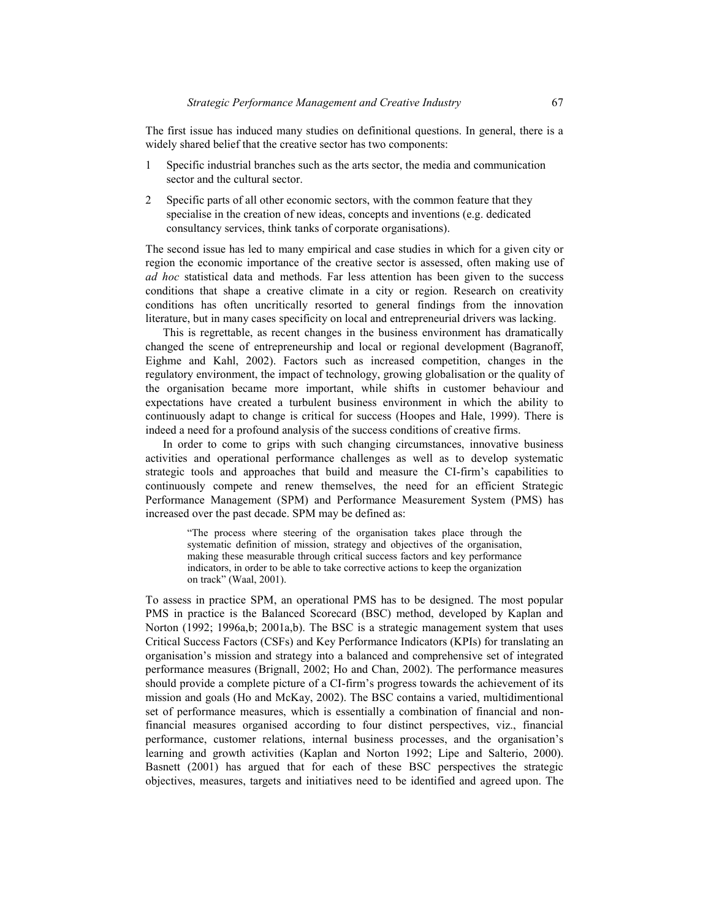The first issue has induced many studies on definitional questions. In general, there is a widely shared belief that the creative sector has two components:

1. Specific industrial branches such as the arts sector, the media and communication sector and the cultural sector.
2. Specific parts of all other economic sectors, with the common feature that they specialise in the creation of new ideas, concepts and inventions (e.g. dedicated consultancy services, think tanks of corporate organisations).

The second issue has led to many empirical and case studies in which for a given city or region the economic importance of the creative sector is assessed, often making use of *ad hoc* statistical data and methods. Far less attention has been given to the success conditions that shape a creative climate in a city or region. Research on creativity conditions has often uncritically resorted to general findings from the innovation literature, but in many cases specificity on local and entrepreneurial drivers was lacking.

This is regrettable, as recent changes in the business environment has dramatically changed the scene of entrepreneurship and local or regional development (Bagranoff, Eighme and Kahl, 2002). Factors such as increased competition, changes in the regulatory environment, the impact of technology, growing globalisation or the quality of the organisation became more important, while shifts in customer behaviour and expectations have created a turbulent business environment in which the ability to continuously adapt to change is critical for success (Hoopes and Hale, 1999). There is indeed a need for a profound analysis of the success conditions of creative firms.

In order to come to grips with such changing circumstances, innovative business activities and operational performance challenges as well as to develop systematic strategic tools and approaches that build and measure the CI-firm's capabilities to continuously compete and renew themselves, the need for an efficient Strategic Performance Management (SPM) and Performance Measurement System (PMS) has increased over the past decade. SPM may be defined as:

> "The process where steering of the organisation takes place through the systematic definition of mission, strategy and objectives of the organisation, making these measurable through critical success factors and key performance indicators, in order to be able to take corrective actions to keep the organization on track" (Waal, 2001).

To assess in practice SPM, an operational PMS has to be designed. The most popular PMS in practice is the Balanced Scorecard (BSC) method, developed by Kaplan and Norton (1992; 1996a,b; 2001a,b). The BSC is a strategic management system that uses Critical Success Factors (CSFs) and Key Performance Indicators (KPIs) for translating an organisation's mission and strategy into a balanced and comprehensive set of integrated performance measures (Brignall, 2002; Ho and Chan, 2002). The performance measures should provide a complete picture of a CI-firm's progress towards the achievement of its mission and goals (Ho and McKay, 2002). The BSC contains a varied, multidimentional set of performance measures, which is essentially a combination of financial and non-financial measures organised according to four distinct perspectives, viz., financial performance, customer relations, internal business processes, and the organisation's learning and growth activities (Kaplan and Norton 1992; Lipe and Salterio, 2000). Basnett (2001) has argued that for each of these BSC perspectives the strategic objectives, measures, targets and initiatives need to be identified and agreed upon. The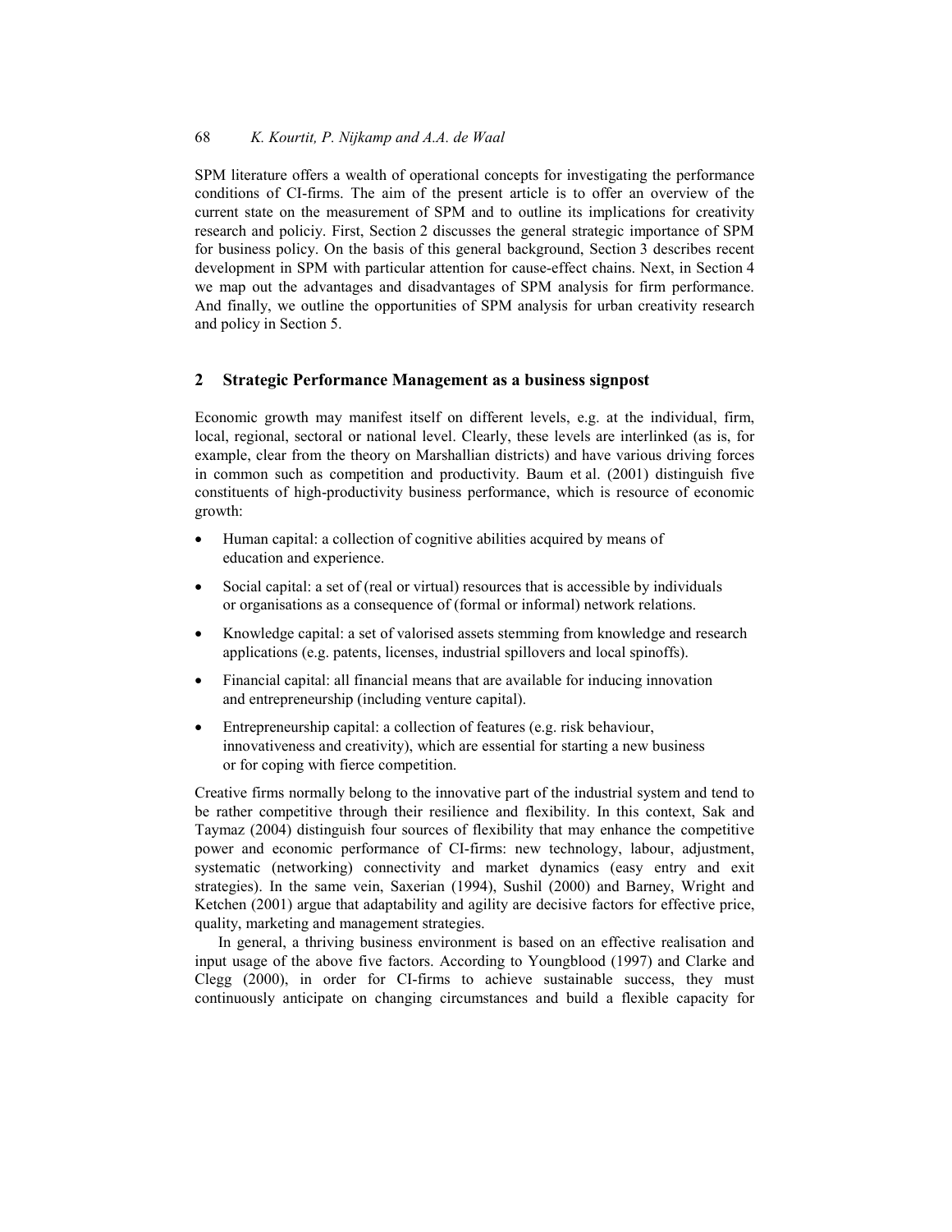SPM literature offers a wealth of operational concepts for investigating the performance conditions of CI-firms. The aim of the present article is to offer an overview of the current state on the measurement of SPM and to outline its implications for creativity research and policiy. First, Section 2 discusses the general strategic importance of SPM for business policy. On the basis of this general background, Section 3 describes recent development in SPM with particular attention for cause-effect chains. Next, in Section 4 we map out the advantages and disadvantages of SPM analysis for firm performance. And finally, we outline the opportunities of SPM analysis for urban creativity research and policy in Section 5.

## 2 Strategic Performance Management as a business signpost

Economic growth may manifest itself on different levels, e.g. at the individual, firm, local, regional, sectoral or national level. Clearly, these levels are interlinked (as is, for example, clear from the theory on Marshallian districts) and have various driving forces in common such as competition and productivity. Baum et al. (2001) distinguish five constituents of high-productivity business performance, which is resource of economic growth:

- Human capital: a collection of cognitive abilities acquired by means of education and experience.
- Social capital: a set of (real or virtual) resources that is accessible by individuals or organisations as a consequence of (formal or informal) network relations.
- Knowledge capital: a set of valorised assets stemming from knowledge and research applications (e.g. patents, licenses, industrial spillovers and local spinoffs).
- Financial capital: all financial means that are available for inducing innovation and entrepreneurship (including venture capital).
- Entrepreneurship capital: a collection of features (e.g. risk behaviour, innovativeness and creativity), which are essential for starting a new business or for coping with fierce competition.

Creative firms normally belong to the innovative part of the industrial system and tend to be rather competitive through their resilience and flexibility. In this context, Sak and Taymaz (2004) distinguish four sources of flexibility that may enhance the competitive power and economic performance of CI-firms: new technology, labour, adjustment, systematic (networking) connectivity and market dynamics (easy entry and exit strategies). In the same vein, Saxerian (1994), Sushil (2000) and Barney, Wright and Ketchen (2001) argue that adaptability and agility are decisive factors for effective price, quality, marketing and management strategies.

In general, a thriving business environment is based on an effective realisation and input usage of the above five factors. According to Youngblood (1997) and Clarke and Clegg (2000), in order for CI-firms to achieve sustainable success, they must continuously anticipate on changing circumstances and build a flexible capacity for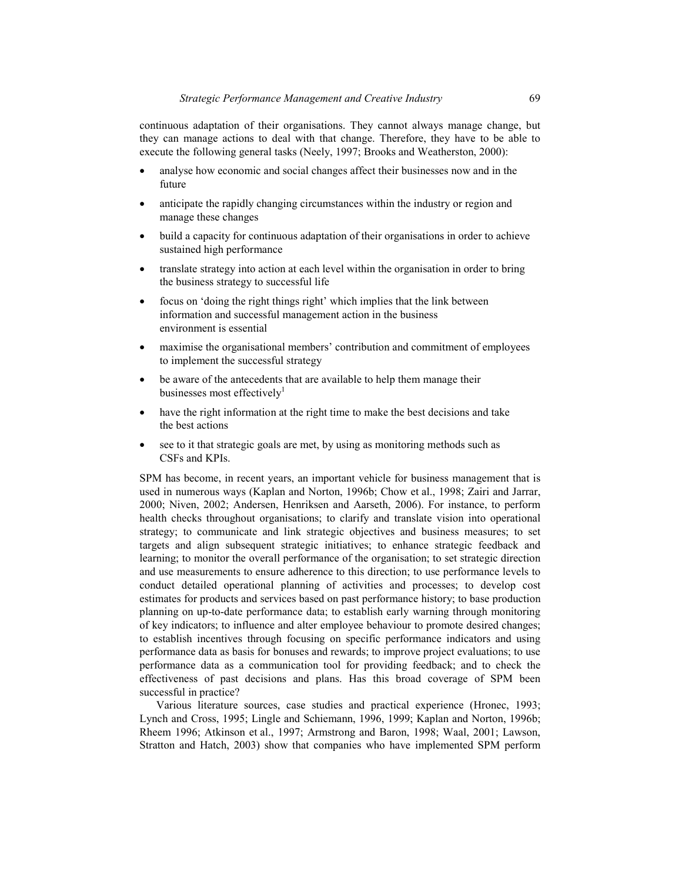continuous adaptation of their organisations. They cannot always manage change, but they can manage actions to deal with that change. Therefore, they have to be able to execute the following general tasks (Neely, 1997; Brooks and Weatherston, 2000):

- analyse how economic and social changes affect their businesses now and in the future
- anticipate the rapidly changing circumstances within the industry or region and manage these changes
- build a capacity for continuous adaptation of their organisations in order to achieve sustained high performance
- translate strategy into action at each level within the organisation in order to bring the business strategy to successful life
- focus on 'doing the right things right' which implies that the link between information and successful management action in the business environment is essential
- maximise the organisational members' contribution and commitment of employees to implement the successful strategy
- be aware of the antecedents that are available to help them manage their businesses most effectively[1]
- have the right information at the right time to make the best decisions and take the best actions
- see to it that strategic goals are met, by using as monitoring methods such as CSFs and KPIs.

SPM has become, in recent years, an important vehicle for business management that is used in numerous ways (Kaplan and Norton, 1996b; Chow et al., 1998; Zairi and Jarrar, 2000; Niven, 2002; Andersen, Henriksen and Aarseth, 2006). For instance, to perform health checks throughout organisations; to clarify and translate vision into operational strategy; to communicate and link strategic objectives and business measures; to set targets and align subsequent strategic initiatives; to enhance strategic feedback and learning; to monitor the overall performance of the organisation; to set strategic direction and use measurements to ensure adherence to this direction; to use performance levels to conduct detailed operational planning of activities and processes; to develop cost estimates for products and services based on past performance history; to base production planning on up-to-date performance data; to establish early warning through monitoring of key indicators; to influence and alter employee behaviour to promote desired changes; to establish incentives through focusing on specific performance indicators and using performance data as basis for bonuses and rewards; to improve project evaluations; to use performance data as a communication tool for providing feedback; and to check the effectiveness of past decisions and plans. Has this broad coverage of SPM been successful in practice?

Various literature sources, case studies and practical experience (Hronec, 1993; Lynch and Cross, 1995; Lingle and Schiemann, 1996, 1999; Kaplan and Norton, 1996b; Rheem 1996; Atkinson et al., 1997; Armstrong and Baron, 1998; Waal, 2001; Lawson, Stratton and Hatch, 2003) show that companies who have implemented SPM perform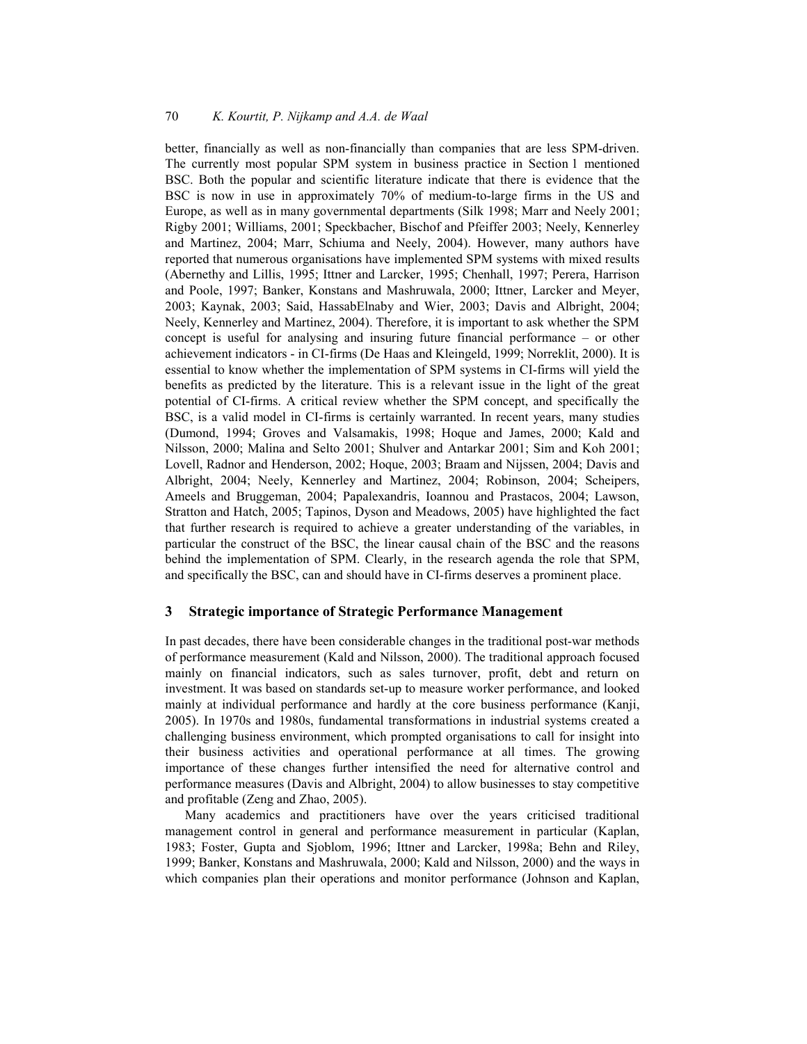better, financially as well as non-financially than companies that are less SPM-driven. The currently most popular SPM system in business practice in Section 1 mentioned BSC. Both the popular and scientific literature indicate that there is evidence that the BSC is now in use in approximately 70% of medium-to-large firms in the US and Europe, as well as in many governmental departments (Silk 1998; Marr and Neely 2001; Rigby 2001; Williams, 2001; Speckbacher, Bischof and Pfeiffer 2003; Neely, Kennerley and Martinez, 2004; Marr, Schiuma and Neely, 2004). However, many authors have reported that numerous organisations have implemented SPM systems with mixed results (Abernethy and Lillis, 1995; Ittner and Larcker, 1995; Chenhall, 1997; Perera, Harrison and Poole, 1997; Banker, Konstans and Mashruwala, 2000; Ittner, Larcker and Meyer, 2003; Kaynak, 2003; Said, HassabElnaby and Wier, 2003; Davis and Albright, 2004; Neely, Kennerley and Martinez, 2004). Therefore, it is important to ask whether the SPM concept is useful for analysing and insuring future financial performance – or other achievement indicators - in CI-firms (De Haas and Kleingeld, 1999; Norreklit, 2000). It is essential to know whether the implementation of SPM systems in CI-firms will yield the benefits as predicted by the literature. This is a relevant issue in the light of the great potential of CI-firms. A critical review whether the SPM concept, and specifically the BSC, is a valid model in CI-firms is certainly warranted. In recent years, many studies (Dumond, 1994; Groves and Valsamakis, 1998; Hoque and James, 2000; Kald and Nilsson, 2000; Malina and Selto 2001; Shulver and Antarkar 2001; Sim and Koh 2001; Lovell, Radnor and Henderson, 2002; Hoque, 2003; Braam and Nijssen, 2004; Davis and Albright, 2004; Neely, Kennerley and Martinez, 2004; Robinson, 2004; Scheipers, Ameels and Bruggeman, 2004; Papalexandris, Ioannou and Prastacos, 2004; Lawson, Stratton and Hatch, 2005; Tapinos, Dyson and Meadows, 2005) have highlighted the fact that further research is required to achieve a greater understanding of the variables, in particular the construct of the BSC, the linear causal chain of the BSC and the reasons behind the implementation of SPM. Clearly, in the research agenda the role that SPM, and specifically the BSC, can and should have in CI-firms deserves a prominent place.

## 3 Strategic importance of Strategic Performance Management

In past decades, there have been considerable changes in the traditional post-war methods of performance measurement (Kald and Nilsson, 2000). The traditional approach focused mainly on financial indicators, such as sales turnover, profit, debt and return on investment. It was based on standards set-up to measure worker performance, and looked mainly at individual performance and hardly at the core business performance (Kanji, 2005). In 1970s and 1980s, fundamental transformations in industrial systems created a challenging business environment, which prompted organisations to call for insight into their business activities and operational performance at all times. The growing importance of these changes further intensified the need for alternative control and performance measures (Davis and Albright, 2004) to allow businesses to stay competitive and profitable (Zeng and Zhao, 2005).

Many academics and practitioners have over the years criticised traditional management control in general and performance measurement in particular (Kaplan, 1983; Foster, Gupta and Sjoblom, 1996; Ittner and Larcker, 1998a; Behn and Riley, 1999; Banker, Konstans and Mashruwala, 2000; Kald and Nilsson, 2000) and the ways in which companies plan their operations and monitor performance (Johnson and Kaplan,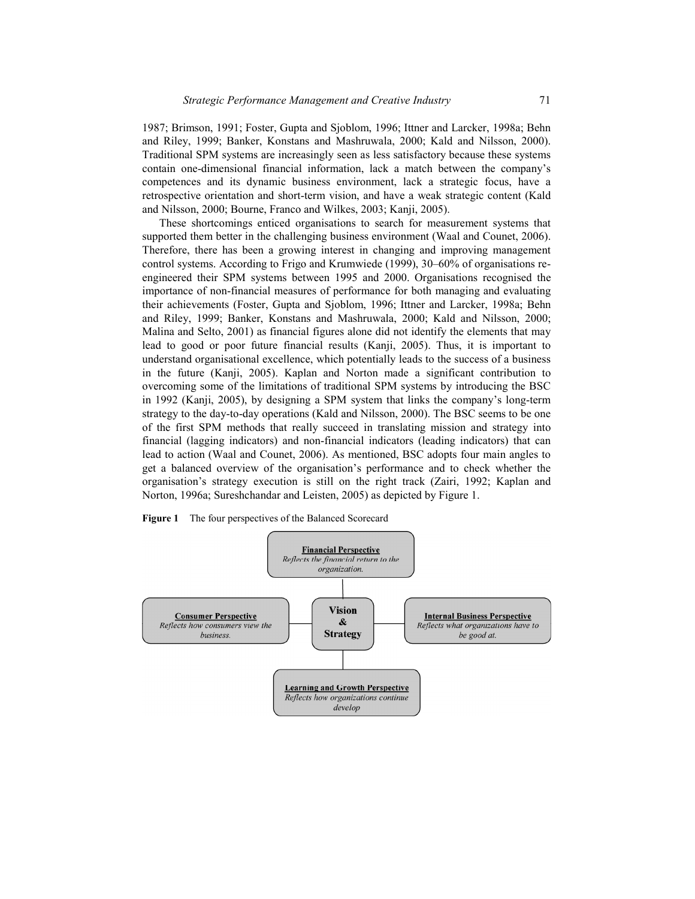1987; Brimson, 1991; Foster, Gupta and Sjoblom, 1996; Ittner and Larcker, 1998a; Behn and Riley, 1999; Banker, Konstans and Mashruwala, 2000; Kald and Nilsson, 2000). Traditional SPM systems are increasingly seen as less satisfactory because these systems contain one-dimensional financial information, lack a match between the company's competences and its dynamic business environment, lack a strategic focus, have a retrospective orientation and short-term vision, and have a weak strategic content (Kald and Nilsson, 2000; Bourne, Franco and Wilkes, 2003; Kanji, 2005).

These shortcomings enticed organisations to search for measurement systems that supported them better in the challenging business environment (Waal and Counet, 2006). Therefore, there has been a growing interest in changing and improving management control systems. According to Frigo and Krumwiede (1999), 30–60% of organisations re-engineered their SPM systems between 1995 and 2000. Organisations recognised the importance of non-financial measures of performance for both managing and evaluating their achievements (Foster, Gupta and Sjoblom, 1996; Ittner and Larcker, 1998a; Behn and Riley, 1999; Banker, Konstans and Mashruwala, 2000; Kald and Nilsson, 2000; Malina and Selto, 2001) as financial figures alone did not identify the elements that may lead to good or poor future financial results (Kanji, 2005). Thus, it is important to understand organisational excellence, which potentially leads to the success of a business in the future (Kanji, 2005). Kaplan and Norton made a significant contribution to overcoming some of the limitations of traditional SPM systems by introducing the BSC in 1992 (Kanji, 2005), by designing a SPM system that links the company's long-term strategy to the day-to-day operations (Kald and Nilsson, 2000). The BSC seems to be one of the first SPM methods that really succeed in translating mission and strategy into financial (lagging indicators) and non-financial indicators (leading indicators) that can lead to action (Waal and Counet, 2006). As mentioned, BSC adopts four main angles to get a balanced overview of the organisation's performance and to check whether the organisation's strategy execution is still on the right track (Zairi, 1992; Kaplan and Norton, 1996a; Sureshchandar and Leisten, 2005) as depicted by Figure 1.

**Figure 1** The four perspectives of the Balanced Scorecard

**Financial Perspective**
*Reflects the financial return to the organization.*

**Consumer Perspective**
*Reflects how consumers view the business.*

**Vision & Strategy**

**Internal Business Perspective**
*Reflects what organizations have to be good at.*

**Learning and Growth Perspective**
*Reflects how organizations continue develop*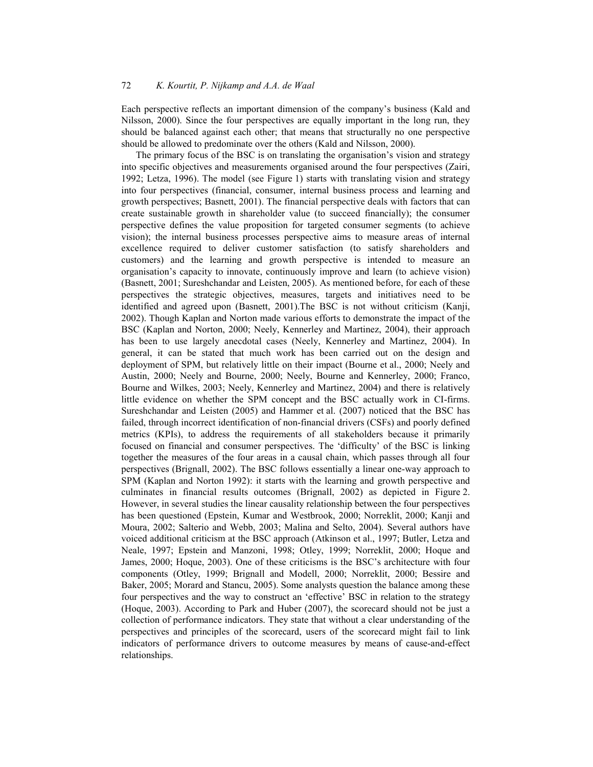Each perspective reflects an important dimension of the company's business (Kald and Nilsson, 2000). Since the four perspectives are equally important in the long run, they should be balanced against each other; that means that structurally no one perspective should be allowed to predominate over the others (Kald and Nilsson, 2000).

The primary focus of the BSC is on translating the organisation's vision and strategy into specific objectives and measurements organised around the four perspectives (Zairi, 1992; Letza, 1996). The model (see Figure 1) starts with translating vision and strategy into four perspectives (financial, consumer, internal business process and learning and growth perspectives; Basnett, 2001). The financial perspective deals with factors that can create sustainable growth in shareholder value (to succeed financially); the consumer perspective defines the value proposition for targeted consumer segments (to achieve vision); the internal business processes perspective aims to measure areas of internal excellence required to deliver customer satisfaction (to satisfy shareholders and customers) and the learning and growth perspective is intended to measure an organisation's capacity to innovate, continuously improve and learn (to achieve vision) (Basnett, 2001; Sureshchandar and Leisten, 2005). As mentioned before, for each of these perspectives the strategic objectives, measures, targets and initiatives need to be identified and agreed upon (Basnett, 2001).The BSC is not without criticism (Kanji, 2002). Though Kaplan and Norton made various efforts to demonstrate the impact of the BSC (Kaplan and Norton, 2000; Neely, Kennerley and Martinez, 2004), their approach has been to use largely anecdotal cases (Neely, Kennerley and Martinez, 2004). In general, it can be stated that much work has been carried out on the design and deployment of SPM, but relatively little on their impact (Bourne et al., 2000; Neely and Austin, 2000; Neely and Bourne, 2000; Neely, Bourne and Kennerley, 2000; Franco, Bourne and Wilkes, 2003; Neely, Kennerley and Martinez, 2004) and there is relatively little evidence on whether the SPM concept and the BSC actually work in CI-firms. Sureshchandar and Leisten (2005) and Hammer et al. (2007) noticed that the BSC has failed, through incorrect identification of non-financial drivers (CSFs) and poorly defined metrics (KPIs), to address the requirements of all stakeholders because it primarily focused on financial and consumer perspectives. The 'difficulty' of the BSC is linking together the measures of the four areas in a causal chain, which passes through all four perspectives (Brignall, 2002). The BSC follows essentially a linear one-way approach to SPM (Kaplan and Norton 1992): it starts with the learning and growth perspective and culminates in financial results outcomes (Brignall, 2002) as depicted in Figure 2. However, in several studies the linear causality relationship between the four perspectives has been questioned (Epstein, Kumar and Westbrook, 2000; Norreklit, 2000; Kanji and Moura, 2002; Salterio and Webb, 2003; Malina and Selto, 2004). Several authors have voiced additional criticism at the BSC approach (Atkinson et al., 1997; Butler, Letza and Neale, 1997; Epstein and Manzoni, 1998; Otley, 1999; Norreklit, 2000; Hoque and James, 2000; Hoque, 2003). One of these criticisms is the BSC's architecture with four components (Otley, 1999; Brignall and Modell, 2000; Norreklit, 2000; Bessire and Baker, 2005; Morard and Stancu, 2005). Some analysts question the balance among these four perspectives and the way to construct an 'effective' BSC in relation to the strategy (Hoque, 2003). According to Park and Huber (2007), the scorecard should not be just a collection of performance indicators. They state that without a clear understanding of the perspectives and principles of the scorecard, users of the scorecard might fail to link indicators of performance drivers to outcome measures by means of cause-and-effect relationships.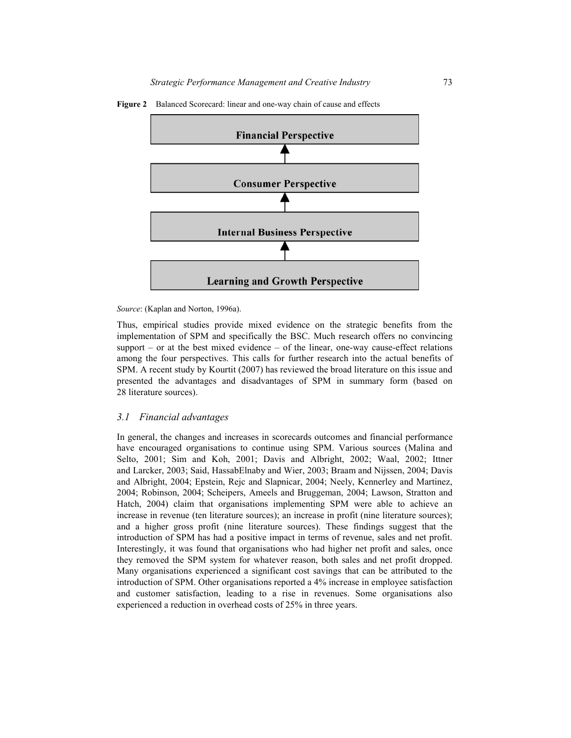**Figure 2** Balanced Scorecard: linear and one-way chain of cause and effects

Financial Perspective

↑

Consumer Perspective

↑

Internal Business Perspective

↑

Learning and Growth Perspective

*Source*: (Kaplan and Norton, 1996a).

Thus, empirical studies provide mixed evidence on the strategic benefits from the implementation of SPM and specifically the BSC. Much research offers no convincing support – or at the best mixed evidence – of the linear, one-way cause-effect relations among the four perspectives. This calls for further research into the actual benefits of SPM. A recent study by Kourtit (2007) has reviewed the broad literature on this issue and presented the advantages and disadvantages of SPM in summary form (based on 28 literature sources).

### *3.1 Financial advantages*

In general, the changes and increases in scorecards outcomes and financial performance have encouraged organisations to continue using SPM. Various sources (Malina and Selto, 2001; Sim and Koh, 2001; Davis and Albright, 2002; Waal, 2002; Ittner and Larcker, 2003; Said, HassabElnaby and Wier, 2003; Braam and Nijssen, 2004; Davis and Albright, 2004; Epstein, Rejc and Slapnicar, 2004; Neely, Kennerley and Martinez, 2004; Robinson, 2004; Scheipers, Ameels and Bruggeman, 2004; Lawson, Stratton and Hatch, 2004) claim that organisations implementing SPM were able to achieve an increase in revenue (ten literature sources); an increase in profit (nine literature sources); and a higher gross profit (nine literature sources). These findings suggest that the introduction of SPM has had a positive impact in terms of revenue, sales and net profit. Interestingly, it was found that organisations who had higher net profit and sales, once they removed the SPM system for whatever reason, both sales and net profit dropped. Many organisations experienced a significant cost savings that can be attributed to the introduction of SPM. Other organisations reported a 4% increase in employee satisfaction and customer satisfaction, leading to a rise in revenues. Some organisations also experienced a reduction in overhead costs of 25% in three years.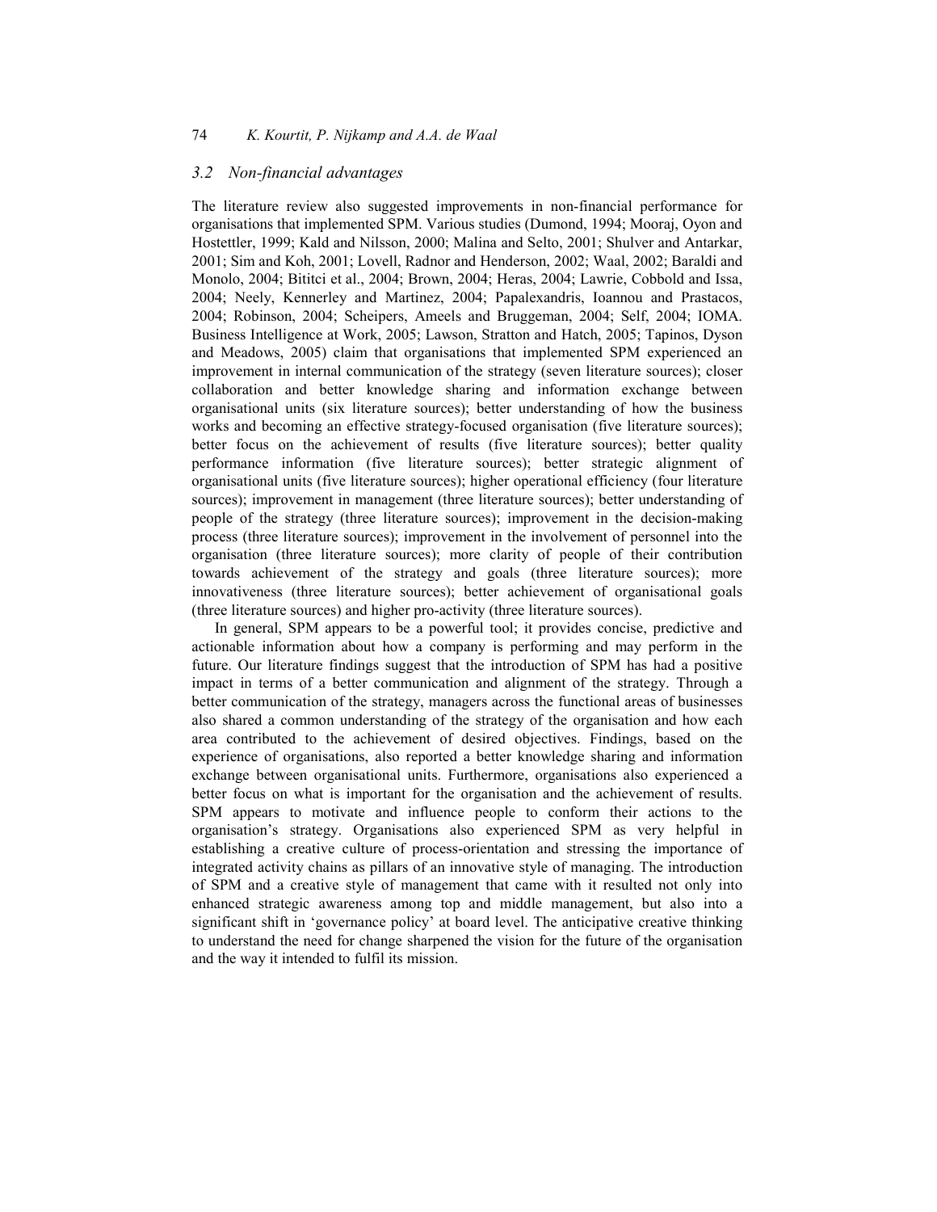### *3.2 Non-financial advantages*

The literature review also suggested improvements in non-financial performance for organisations that implemented SPM. Various studies (Dumond, 1994; Mooraj, Oyon and Hostettler, 1999; Kald and Nilsson, 2000; Malina and Selto, 2001; Shulver and Antarkar, 2001; Sim and Koh, 2001; Lovell, Radnor and Henderson, 2002; Waal, 2002; Baraldi and Monolo, 2004; Bititci et al., 2004; Brown, 2004; Heras, 2004; Lawrie, Cobbold and Issa, 2004; Neely, Kennerley and Martinez, 2004; Papalexandris, Ioannou and Prastacos, 2004; Robinson, 2004; Scheipers, Ameels and Bruggeman, 2004; Self, 2004; IOMA. Business Intelligence at Work, 2005; Lawson, Stratton and Hatch, 2005; Tapinos, Dyson and Meadows, 2005) claim that organisations that implemented SPM experienced an improvement in internal communication of the strategy (seven literature sources); closer collaboration and better knowledge sharing and information exchange between organisational units (six literature sources); better understanding of how the business works and becoming an effective strategy-focused organisation (five literature sources); better focus on the achievement of results (five literature sources); better quality performance information (five literature sources); better strategic alignment of organisational units (five literature sources); higher operational efficiency (four literature sources); improvement in management (three literature sources); better understanding of people of the strategy (three literature sources); improvement in the decision-making process (three literature sources); improvement in the involvement of personnel into the organisation (three literature sources); more clarity of people of their contribution towards achievement of the strategy and goals (three literature sources); more innovativeness (three literature sources); better achievement of organisational goals (three literature sources) and higher pro-activity (three literature sources).

In general, SPM appears to be a powerful tool; it provides concise, predictive and actionable information about how a company is performing and may perform in the future. Our literature findings suggest that the introduction of SPM has had a positive impact in terms of a better communication and alignment of the strategy. Through a better communication of the strategy, managers across the functional areas of businesses also shared a common understanding of the strategy of the organisation and how each area contributed to the achievement of desired objectives. Findings, based on the experience of organisations, also reported a better knowledge sharing and information exchange between organisational units. Furthermore, organisations also experienced a better focus on what is important for the organisation and the achievement of results. SPM appears to motivate and influence people to conform their actions to the organisation's strategy. Organisations also experienced SPM as very helpful in establishing a creative culture of process-orientation and stressing the importance of integrated activity chains as pillars of an innovative style of managing. The introduction of SPM and a creative style of management that came with it resulted not only into enhanced strategic awareness among top and middle management, but also into a significant shift in 'governance policy' at board level. The anticipative creative thinking to understand the need for change sharpened the vision for the future of the organisation and the way it intended to fulfil its mission.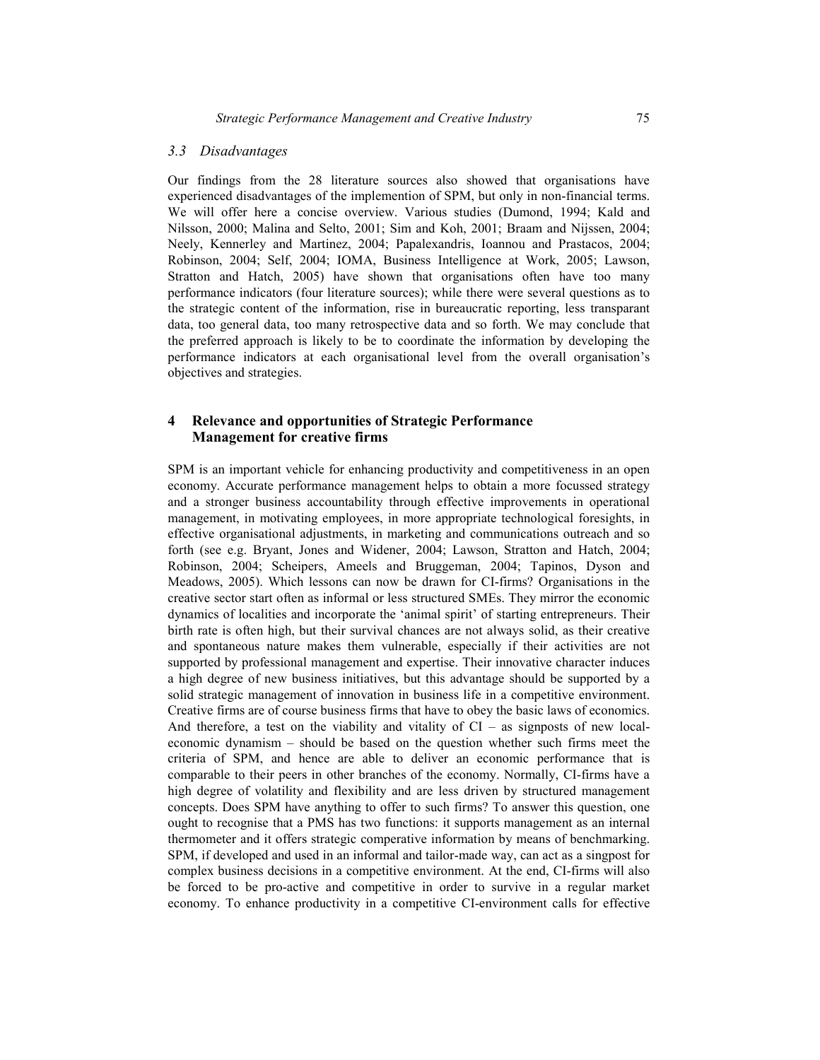### *3.3 Disadvantages*

Our findings from the 28 literature sources also showed that organisations have experienced disadvantages of the implemention of SPM, but only in non-financial terms. We will offer here a concise overview. Various studies (Dumond, 1994; Kald and Nilsson, 2000; Malina and Selto, 2001; Sim and Koh, 2001; Braam and Nijssen, 2004; Neely, Kennerley and Martinez, 2004; Papalexandris, Ioannou and Prastacos, 2004; Robinson, 2004; Self, 2004; IOMA, Business Intelligence at Work, 2005; Lawson, Stratton and Hatch, 2005) have shown that organisations often have too many performance indicators (four literature sources); while there were several questions as to the strategic content of the information, rise in bureaucratic reporting, less transparant data, too general data, too many retrospective data and so forth. We may conclude that the preferred approach is likely to be to coordinate the information by developing the performance indicators at each organisational level from the overall organisation's objectives and strategies.

## 4 Relevance and opportunities of Strategic Performance Management for creative firms

SPM is an important vehicle for enhancing productivity and competitiveness in an open economy. Accurate performance management helps to obtain a more focussed strategy and a stronger business accountability through effective improvements in operational management, in motivating employees, in more appropriate technological foresights, in effective organisational adjustments, in marketing and communications outreach and so forth (see e.g. Bryant, Jones and Widener, 2004; Lawson, Stratton and Hatch, 2004; Robinson, 2004; Scheipers, Ameels and Bruggeman, 2004; Tapinos, Dyson and Meadows, 2005). Which lessons can now be drawn for CI-firms? Organisations in the creative sector start often as informal or less structured SMEs. They mirror the economic dynamics of localities and incorporate the 'animal spirit' of starting entrepreneurs. Their birth rate is often high, but their survival chances are not always solid, as their creative and spontaneous nature makes them vulnerable, especially if their activities are not supported by professional management and expertise. Their innovative character induces a high degree of new business initiatives, but this advantage should be supported by a solid strategic management of innovation in business life in a competitive environment. Creative firms are of course business firms that have to obey the basic laws of economics. And therefore, a test on the viability and vitality of CI – as signposts of new local-economic dynamism – should be based on the question whether such firms meet the criteria of SPM, and hence are able to deliver an economic performance that is comparable to their peers in other branches of the economy. Normally, CI-firms have a high degree of volatility and flexibility and are less driven by structured management concepts. Does SPM have anything to offer to such firms? To answer this question, one ought to recognise that a PMS has two functions: it supports management as an internal thermometer and it offers strategic comperative information by means of benchmarking. SPM, if developed and used in an informal and tailor-made way, can act as a singpost for complex business decisions in a competitive environment. At the end, CI-firms will also be forced to be pro-active and competitive in order to survive in a regular market economy. To enhance productivity in a competitive CI-environment calls for effective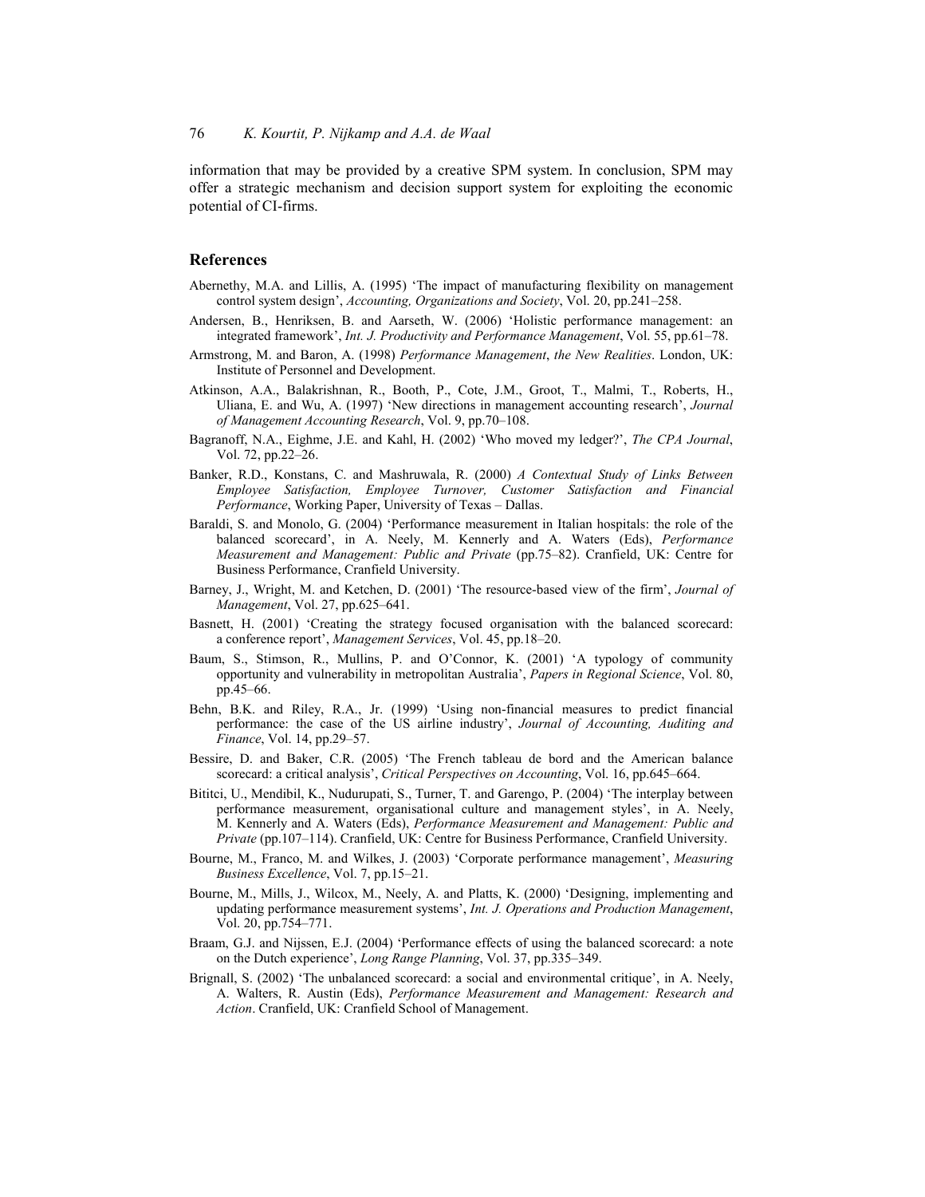information that may be provided by a creative SPM system. In conclusion, SPM may offer a strategic mechanism and decision support system for exploiting the economic potential of CI-firms.

## References

Abernethy, M.A. and Lillis, A. (1995) 'The impact of manufacturing flexibility on management control system design', *Accounting, Organizations and Society*, Vol. 20, pp.241–258.

Andersen, B., Henriksen, B. and Aarseth, W. (2006) 'Holistic performance management: an integrated framework', *Int. J. Productivity and Performance Management*, Vol. 55, pp.61–78.

Armstrong, M. and Baron, A. (1998) *Performance Management*, *the New Realities*. London, UK: Institute of Personnel and Development.

Atkinson, A.A., Balakrishnan, R., Booth, P., Cote, J.M., Groot, T., Malmi, T., Roberts, H., Uliana, E. and Wu, A. (1997) 'New directions in management accounting research', *Journal of Management Accounting Research*, Vol. 9, pp.70–108.

Bagranoff, N.A., Eighme, J.E. and Kahl, H. (2002) 'Who moved my ledger?', *The CPA Journal*, Vol. 72, pp.22–26.

Banker, R.D., Konstans, C. and Mashruwala, R. (2000) *A Contextual Study of Links Between Employee Satisfaction, Employee Turnover, Customer Satisfaction and Financial Performance*, Working Paper, University of Texas – Dallas.

Baraldi, S. and Monolo, G. (2004) 'Performance measurement in Italian hospitals: the role of the balanced scorecard', in A. Neely, M. Kennerly and A. Waters (Eds), *Performance Measurement and Management: Public and Private* (pp.75–82). Cranfield, UK: Centre for Business Performance, Cranfield University.

Barney, J., Wright, M. and Ketchen, D. (2001) 'The resource-based view of the firm', *Journal of Management*, Vol. 27, pp.625–641.

Basnett, H. (2001) 'Creating the strategy focused organisation with the balanced scorecard: a conference report', *Management Services*, Vol. 45, pp.18–20.

Baum, S., Stimson, R., Mullins, P. and O'Connor, K. (2001) 'A typology of community opportunity and vulnerability in metropolitan Australia', *Papers in Regional Science*, Vol. 80, pp.45–66.

Behn, B.K. and Riley, R.A., Jr. (1999) 'Using non-financial measures to predict financial performance: the case of the US airline industry', *Journal of Accounting, Auditing and Finance*, Vol. 14, pp.29–57.

Bessire, D. and Baker, C.R. (2005) 'The French tableau de bord and the American balance scorecard: a critical analysis', *Critical Perspectives on Accounting*, Vol. 16, pp.645–664.

Bititci, U., Mendibil, K., Nudurupati, S., Turner, T. and Garengo, P. (2004) 'The interplay between performance measurement, organisational culture and management styles', in A. Neely, M. Kennerly and A. Waters (Eds), *Performance Measurement and Management: Public and Private* (pp.107–114). Cranfield, UK: Centre for Business Performance, Cranfield University.

Bourne, M., Franco, M. and Wilkes, J. (2003) 'Corporate performance management', *Measuring Business Excellence*, Vol. 7, pp.15–21.

Bourne, M., Mills, J., Wilcox, M., Neely, A. and Platts, K. (2000) 'Designing, implementing and updating performance measurement systems', *Int. J. Operations and Production Management*, Vol. 20, pp.754–771.

Braam, G.J. and Nijssen, E.J. (2004) 'Performance effects of using the balanced scorecard: a note on the Dutch experience', *Long Range Planning*, Vol. 37, pp.335–349.

Brignall, S. (2002) 'The unbalanced scorecard: a social and environmental critique', in A. Neely, A. Walters, R. Austin (Eds), *Performance Measurement and Management: Research and Action*. Cranfield, UK: Cranfield School of Management.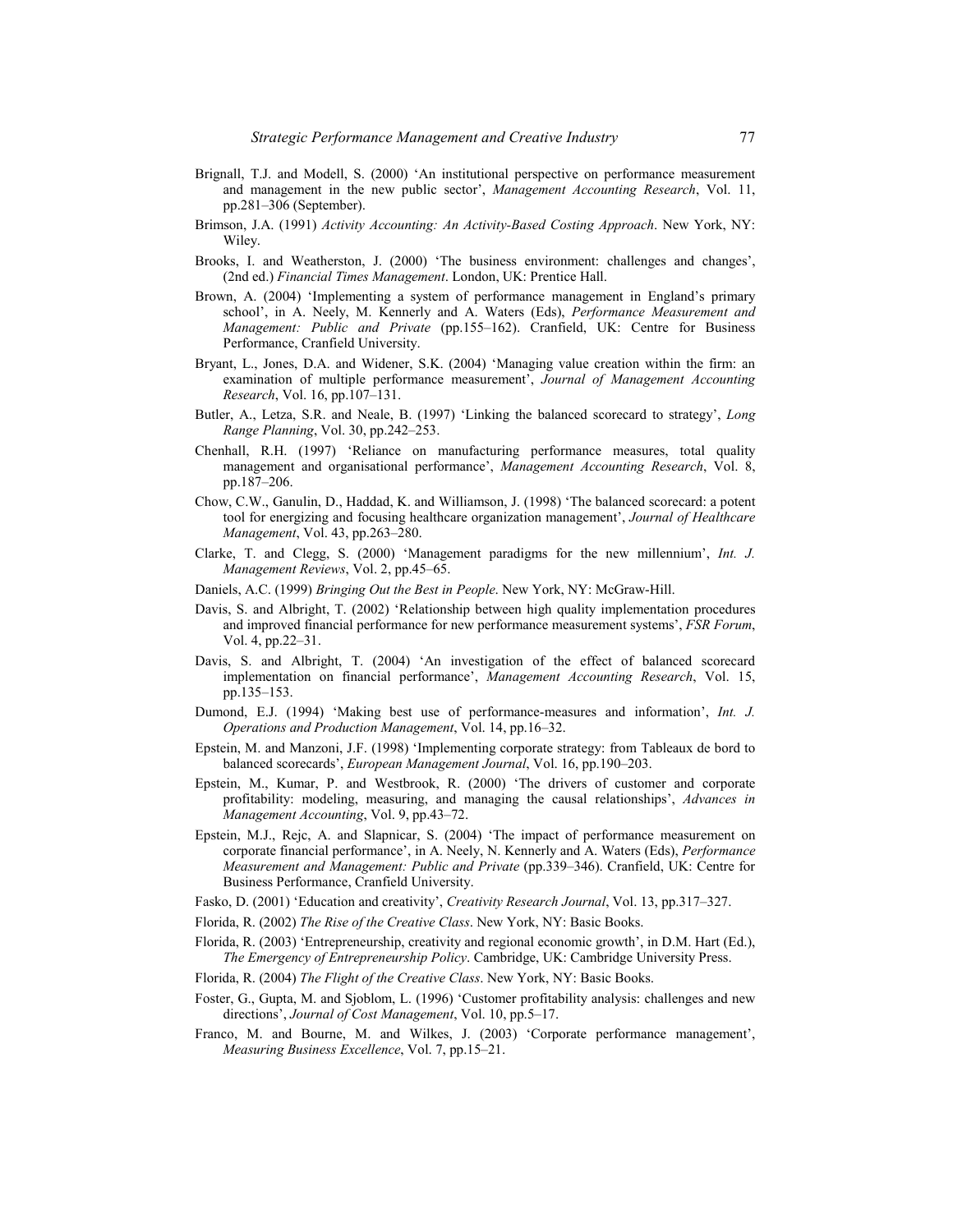Brignall, T.J. and Modell, S. (2000) 'An institutional perspective on performance measurement and management in the new public sector', *Management Accounting Research*, Vol. 11, pp.281–306 (September).

Brimson, J.A. (1991) *Activity Accounting: An Activity-Based Costing Approach*. New York, NY: Wiley.

Brooks, I. and Weatherston, J. (2000) 'The business environment: challenges and changes', (2nd ed.) *Financial Times Management*. London, UK: Prentice Hall.

Brown, A. (2004) 'Implementing a system of performance management in England's primary school', in A. Neely, M. Kennerly and A. Waters (Eds), *Performance Measurement and Management: Public and Private* (pp.155–162). Cranfield, UK: Centre for Business Performance, Cranfield University.

Bryant, L., Jones, D.A. and Widener, S.K. (2004) 'Managing value creation within the firm: an examination of multiple performance measurement', *Journal of Management Accounting Research*, Vol. 16, pp.107–131.

Butler, A., Letza, S.R. and Neale, B. (1997) 'Linking the balanced scorecard to strategy', *Long Range Planning*, Vol. 30, pp.242–253.

Chenhall, R.H. (1997) 'Reliance on manufacturing performance measures, total quality management and organisational performance', *Management Accounting Research*, Vol. 8, pp.187–206.

Chow, C.W., Ganulin, D., Haddad, K. and Williamson, J. (1998) 'The balanced scorecard: a potent tool for energizing and focusing healthcare organization management', *Journal of Healthcare Management*, Vol. 43, pp.263–280.

Clarke, T. and Clegg, S. (2000) 'Management paradigms for the new millennium', *Int. J. Management Reviews*, Vol. 2, pp.45–65.

Daniels, A.C. (1999) *Bringing Out the Best in People*. New York, NY: McGraw-Hill.

Davis, S. and Albright, T. (2002) 'Relationship between high quality implementation procedures and improved financial performance for new performance measurement systems', *FSR Forum*, Vol. 4, pp.22–31.

Davis, S. and Albright, T. (2004) 'An investigation of the effect of balanced scorecard implementation on financial performance', *Management Accounting Research*, Vol. 15, pp.135–153.

Dumond, E.J. (1994) 'Making best use of performance-measures and information', *Int. J. Operations and Production Management*, Vol. 14, pp.16–32.

Epstein, M. and Manzoni, J.F. (1998) 'Implementing corporate strategy: from Tableaux de bord to balanced scorecards', *European Management Journal*, Vol. 16, pp.190–203.

Epstein, M., Kumar, P. and Westbrook, R. (2000) 'The drivers of customer and corporate profitability: modeling, measuring, and managing the causal relationships', *Advances in Management Accounting*, Vol. 9, pp.43–72.

Epstein, M.J., Rejc, A. and Slapnicar, S. (2004) 'The impact of performance measurement on corporate financial performance', in A. Neely, N. Kennerly and A. Waters (Eds), *Performance Measurement and Management: Public and Private* (pp.339–346). Cranfield, UK: Centre for Business Performance, Cranfield University.

Fasko, D. (2001) 'Education and creativity', *Creativity Research Journal*, Vol. 13, pp.317–327.

Florida, R. (2002) *The Rise of the Creative Class*. New York, NY: Basic Books.

Florida, R. (2003) 'Entrepreneurship, creativity and regional economic growth', in D.M. Hart (Ed.), *The Emergency of Entrepreneurship Policy*. Cambridge, UK: Cambridge University Press.

Florida, R. (2004) *The Flight of the Creative Class*. New York, NY: Basic Books.

Foster, G., Gupta, M. and Sjoblom, L. (1996) 'Customer profitability analysis: challenges and new directions', *Journal of Cost Management*, Vol. 10, pp.5–17.

Franco, M. and Bourne, M. and Wilkes, J. (2003) 'Corporate performance management', *Measuring Business Excellence*, Vol. 7, pp.15–21.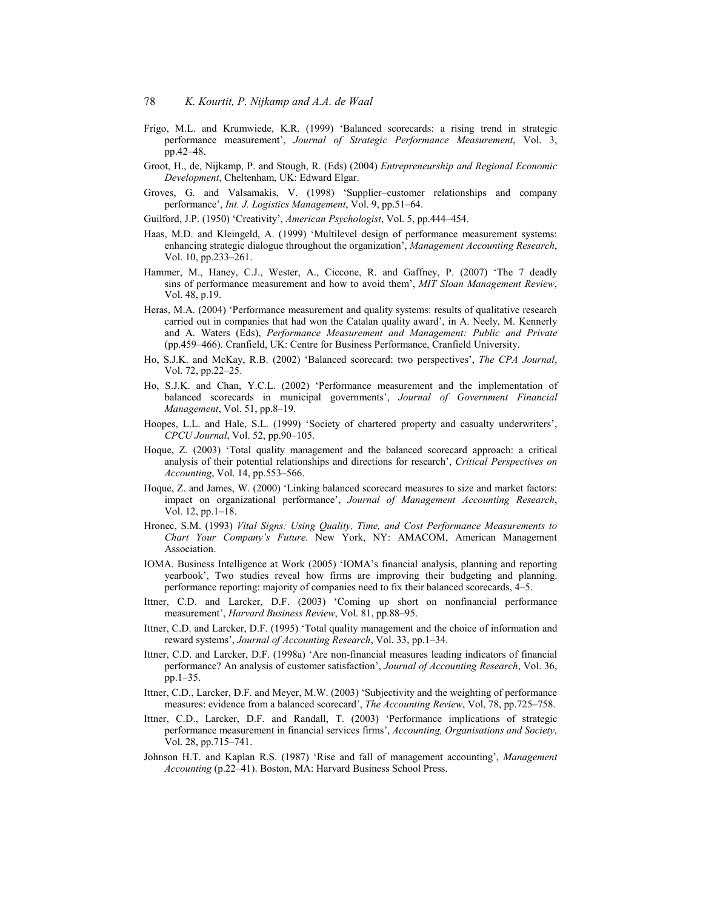Frigo, M.L. and Krumwiede, K.R. (1999) 'Balanced scorecards: a rising trend in strategic performance measurement', *Journal of Strategic Performance Measurement*, Vol. 3, pp.42–48.

Groot, H., de, Nijkamp, P. and Stough, R. (Eds) (2004) *Entrepreneurship and Regional Economic Development*, Cheltenham, UK: Edward Elgar.

Groves, G. and Valsamakis, V. (1998) 'Supplier–customer relationships and company performance', *Int. J. Logistics Management*, Vol. 9, pp.51–64.

Guilford, J.P. (1950) 'Creativity', *American Psychologist*, Vol. 5, pp.444–454.

Haas, M.D. and Kleingeld, A. (1999) 'Multilevel design of performance measurement systems: enhancing strategic dialogue throughout the organization', *Management Accounting Research*, Vol. 10, pp.233–261.

Hammer, M., Haney, C.J., Wester, A., Ciccone, R. and Gaffney, P. (2007) 'The 7 deadly sins of performance measurement and how to avoid them', *MIT Sloan Management Review*, Vol. 48, p.19.

Heras, M.A. (2004) 'Performance measurement and quality systems: results of qualitative research carried out in companies that had won the Catalan quality award', in A. Neely, M. Kennerly and A. Waters (Eds), *Performance Measurement and Management: Public and Private* (pp.459–466). Cranfield, UK: Centre for Business Performance, Cranfield University.

Ho, S.J.K. and McKay, R.B. (2002) 'Balanced scorecard: two perspectives', *The CPA Journal*, Vol. 72, pp.22–25.

Ho, S.J.K. and Chan, Y.C.L. (2002) 'Performance measurement and the implementation of balanced scorecards in municipal governments', *Journal of Government Financial Management*, Vol. 51, pp.8–19.

Hoopes, L.L. and Hale, S.L. (1999) 'Society of chartered property and casualty underwriters', *CPCU Journal*, Vol. 52, pp.90–105.

Hoque, Z. (2003) 'Total quality management and the balanced scorecard approach: a critical analysis of their potential relationships and directions for research', *Critical Perspectives on Accounting*, Vol. 14, pp.553–566.

Hoque, Z. and James, W. (2000) 'Linking balanced scorecard measures to size and market factors: impact on organizational performance', *Journal of Management Accounting Research*, Vol. 12, pp.1–18.

Hronec, S.M. (1993) *Vital Signs: Using Quality, Time, and Cost Performance Measurements to Chart Your Company's Future*. New York, NY: AMACOM, American Management Association.

IOMA. Business Intelligence at Work (2005) 'IOMA's financial analysis, planning and reporting yearbook', Two studies reveal how firms are improving their budgeting and planning. performance reporting: majority of companies need to fix their balanced scorecards, 4–5.

Ittner, C.D. and Larcker, D.F. (2003) 'Coming up short on nonfinancial performance measurement', *Harvard Business Review*, Vol. 81, pp.88–95.

Ittner, C.D. and Larcker, D.F. (1995) 'Total quality management and the choice of information and reward systems', *Journal of Accounting Research*, Vol. 33, pp.1–34.

Ittner, C.D. and Larcker, D.F. (1998a) 'Are non-financial measures leading indicators of financial performance? An analysis of customer satisfaction', *Journal of Accounting Research*, Vol. 36, pp.1–35.

Ittner, C.D., Larcker, D.F. and Meyer, M.W. (2003) 'Subjectivity and the weighting of performance measures: evidence from a balanced scorecard', *The Accounting Review*, Vol, 78, pp.725–758.

Ittner, C.D., Larcker, D.F. and Randall, T. (2003) 'Performance implications of strategic performance measurement in financial services firms', *Accounting, Organisations and Society*, Vol. 28, pp.715–741.

Johnson H.T. and Kaplan R.S. (1987) 'Rise and fall of management accounting', *Management Accounting* (p.22–41). Boston, MA: Harvard Business School Press.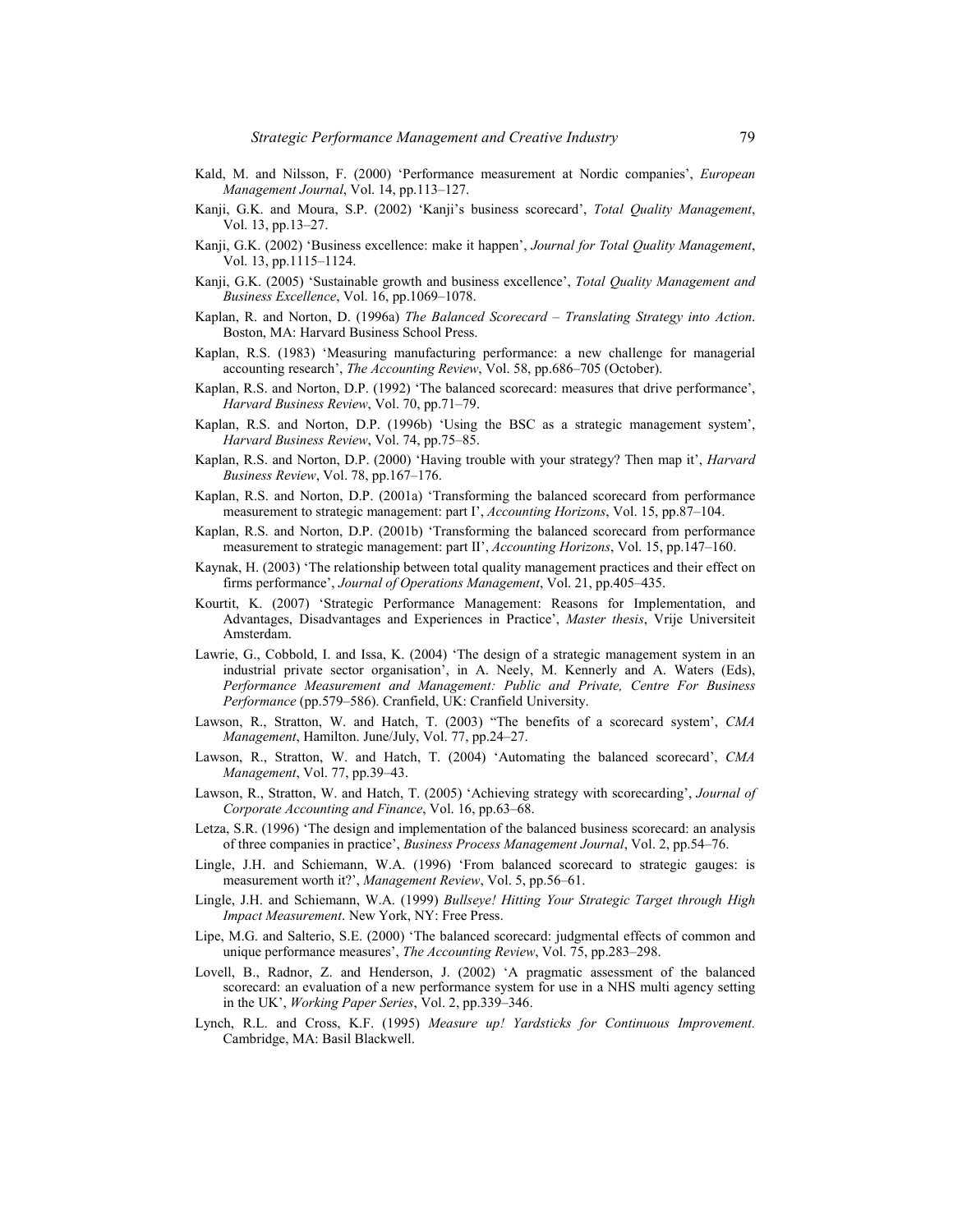Kald, M. and Nilsson, F. (2000) 'Performance measurement at Nordic companies', *European Management Journal*, Vol. 14, pp.113–127.

Kanji, G.K. and Moura, S.P. (2002) 'Kanji's business scorecard', *Total Quality Management*, Vol. 13, pp.13–27.

Kanji, G.K. (2002) 'Business excellence: make it happen', *Journal for Total Quality Management*, Vol. 13, pp.1115–1124.

Kanji, G.K. (2005) 'Sustainable growth and business excellence', *Total Quality Management and Business Excellence*, Vol. 16, pp.1069–1078.

Kaplan, R. and Norton, D. (1996a) *The Balanced Scorecard – Translating Strategy into Action*. Boston, MA: Harvard Business School Press.

Kaplan, R.S. (1983) 'Measuring manufacturing performance: a new challenge for managerial accounting research', *The Accounting Review*, Vol. 58, pp.686–705 (October).

Kaplan, R.S. and Norton, D.P. (1992) 'The balanced scorecard: measures that drive performance', *Harvard Business Review*, Vol. 70, pp.71–79.

Kaplan, R.S. and Norton, D.P. (1996b) 'Using the BSC as a strategic management system', *Harvard Business Review*, Vol. 74, pp.75–85.

Kaplan, R.S. and Norton, D.P. (2000) 'Having trouble with your strategy? Then map it', *Harvard Business Review*, Vol. 78, pp.167–176.

Kaplan, R.S. and Norton, D.P. (2001a) 'Transforming the balanced scorecard from performance measurement to strategic management: part I', *Accounting Horizons*, Vol. 15, pp.87–104.

Kaplan, R.S. and Norton, D.P. (2001b) 'Transforming the balanced scorecard from performance measurement to strategic management: part II', *Accounting Horizons*, Vol. 15, pp.147–160.

Kaynak, H. (2003) 'The relationship between total quality management practices and their effect on firms performance', *Journal of Operations Management*, Vol. 21, pp.405–435.

Kourtit, K. (2007) 'Strategic Performance Management: Reasons for Implementation, and Advantages, Disadvantages and Experiences in Practice', *Master thesis*, Vrije Universiteit Amsterdam.

Lawrie, G., Cobbold, I. and Issa, K. (2004) 'The design of a strategic management system in an industrial private sector organisation', in A. Neely, M. Kennerly and A. Waters (Eds), *Performance Measurement and Management: Public and Private, Centre For Business Performance* (pp.579–586). Cranfield, UK: Cranfield University.

Lawson, R., Stratton, W. and Hatch, T. (2003) "The benefits of a scorecard system', *CMA Management*, Hamilton. June/July, Vol. 77, pp.24–27.

Lawson, R., Stratton, W. and Hatch, T. (2004) 'Automating the balanced scorecard', *CMA Management*, Vol. 77, pp.39–43.

Lawson, R., Stratton, W. and Hatch, T. (2005) 'Achieving strategy with scorecarding', *Journal of Corporate Accounting and Finance*, Vol. 16, pp.63–68.

Letza, S.R. (1996) 'The design and implementation of the balanced business scorecard: an analysis of three companies in practice', *Business Process Management Journal*, Vol. 2, pp.54–76.

Lingle, J.H. and Schiemann, W.A. (1996) 'From balanced scorecard to strategic gauges: is measurement worth it?', *Management Review*, Vol. 5, pp.56–61.

Lingle, J.H. and Schiemann, W.A. (1999) *Bullseye! Hitting Your Strategic Target through High Impact Measurement*. New York, NY: Free Press.

Lipe, M.G. and Salterio, S.E. (2000) 'The balanced scorecard: judgmental effects of common and unique performance measures', *The Accounting Review*, Vol. 75, pp.283–298.

Lovell, B., Radnor, Z. and Henderson, J. (2002) 'A pragmatic assessment of the balanced scorecard: an evaluation of a new performance system for use in a NHS multi agency setting in the UK', *Working Paper Series*, Vol. 2, pp.339–346.

Lynch, R.L. and Cross, K.F. (1995) *Measure up! Yardsticks for Continuous Improvement.* Cambridge, MA: Basil Blackwell.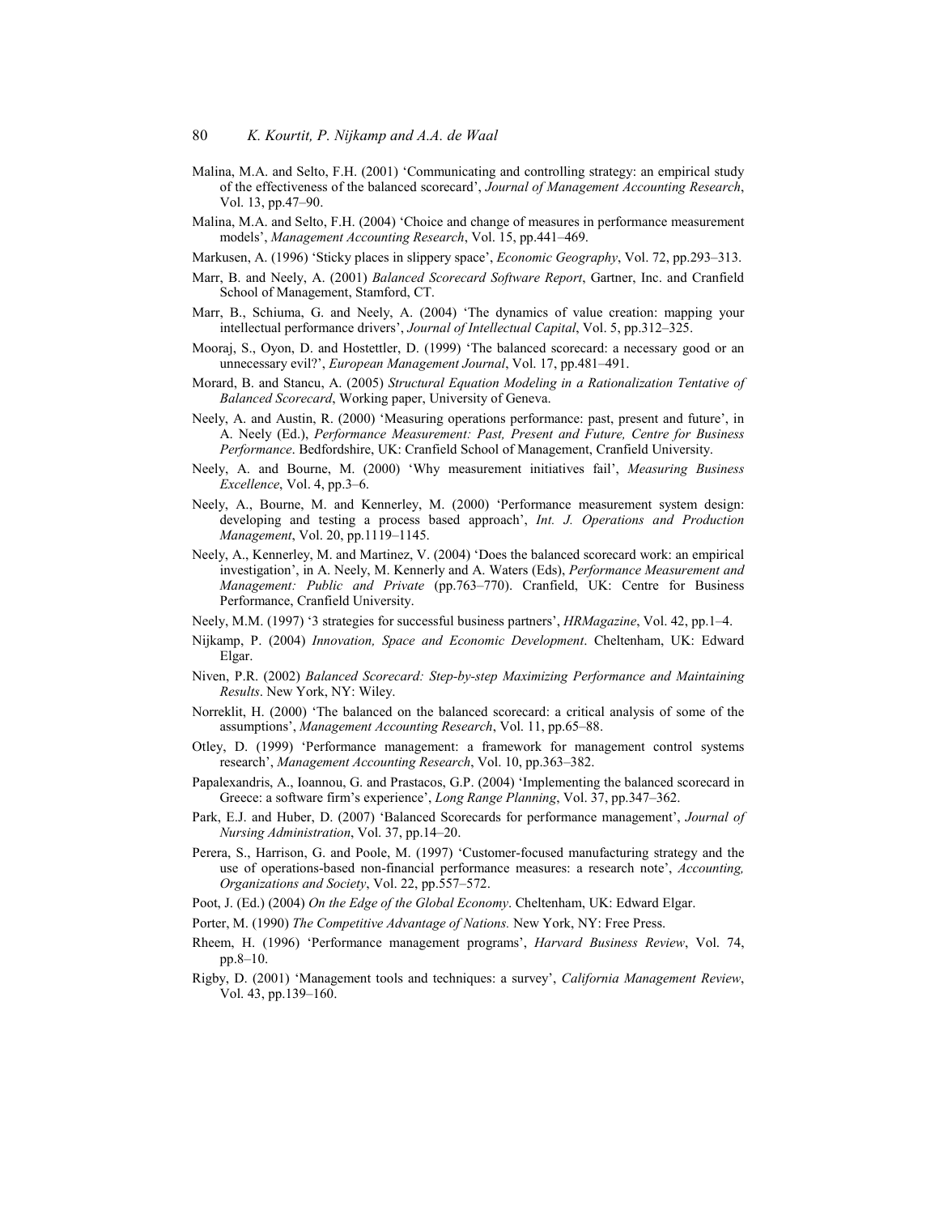Malina, M.A. and Selto, F.H. (2001) 'Communicating and controlling strategy: an empirical study of the effectiveness of the balanced scorecard', *Journal of Management Accounting Research*, Vol. 13, pp.47–90.

Malina, M.A. and Selto, F.H. (2004) 'Choice and change of measures in performance measurement models', *Management Accounting Research*, Vol. 15, pp.441–469.

Markusen, A. (1996) 'Sticky places in slippery space', *Economic Geography*, Vol. 72, pp.293–313.

Marr, B. and Neely, A. (2001) *Balanced Scorecard Software Report*, Gartner, Inc. and Cranfield School of Management, Stamford, CT.

Marr, B., Schiuma, G. and Neely, A. (2004) 'The dynamics of value creation: mapping your intellectual performance drivers', *Journal of Intellectual Capital*, Vol. 5, pp.312–325.

Mooraj, S., Oyon, D. and Hostettler, D. (1999) 'The balanced scorecard: a necessary good or an unnecessary evil?', *European Management Journal*, Vol. 17, pp.481–491.

Morard, B. and Stancu, A. (2005) *Structural Equation Modeling in a Rationalization Tentative of Balanced Scorecard*, Working paper, University of Geneva.

Neely, A. and Austin, R. (2000) 'Measuring operations performance: past, present and future', in A. Neely (Ed.), *Performance Measurement: Past, Present and Future, Centre for Business Performance*. Bedfordshire, UK: Cranfield School of Management, Cranfield University.

Neely, A. and Bourne, M. (2000) 'Why measurement initiatives fail', *Measuring Business Excellence*, Vol. 4, pp.3–6.

Neely, A., Bourne, M. and Kennerley, M. (2000) 'Performance measurement system design: developing and testing a process based approach', *Int. J. Operations and Production Management*, Vol. 20, pp.1119–1145.

Neely, A., Kennerley, M. and Martinez, V. (2004) 'Does the balanced scorecard work: an empirical investigation', in A. Neely, M. Kennerly and A. Waters (Eds), *Performance Measurement and Management: Public and Private* (pp.763–770). Cranfield, UK: Centre for Business Performance, Cranfield University.

Neely, M.M. (1997) '3 strategies for successful business partners', *HRMagazine*, Vol. 42, pp.1–4.

Nijkamp, P. (2004) *Innovation, Space and Economic Development*. Cheltenham, UK: Edward Elgar.

Niven, P.R. (2002) *Balanced Scorecard: Step-by-step Maximizing Performance and Maintaining Results*. New York, NY: Wiley.

Norreklit, H. (2000) 'The balanced on the balanced scorecard: a critical analysis of some of the assumptions', *Management Accounting Research*, Vol. 11, pp.65–88.

Otley, D. (1999) 'Performance management: a framework for management control systems research', *Management Accounting Research*, Vol. 10, pp.363–382.

Papalexandris, A., Ioannou, G. and Prastacos, G.P. (2004) 'Implementing the balanced scorecard in Greece: a software firm's experience', *Long Range Planning*, Vol. 37, pp.347–362.

Park, E.J. and Huber, D. (2007) 'Balanced Scorecards for performance management', *Journal of Nursing Administration*, Vol. 37, pp.14–20.

Perera, S., Harrison, G. and Poole, M. (1997) 'Customer-focused manufacturing strategy and the use of operations-based non-financial performance measures: a research note', *Accounting, Organizations and Society*, Vol. 22, pp.557–572.

Poot, J. (Ed.) (2004) *On the Edge of the Global Economy*. Cheltenham, UK: Edward Elgar.

Porter, M. (1990) *The Competitive Advantage of Nations.* New York, NY: Free Press.

Rheem, H. (1996) 'Performance management programs', *Harvard Business Review*, Vol. 74, pp.8–10.

Rigby, D. (2001) 'Management tools and techniques: a survey', *California Management Review*, Vol. 43, pp.139–160.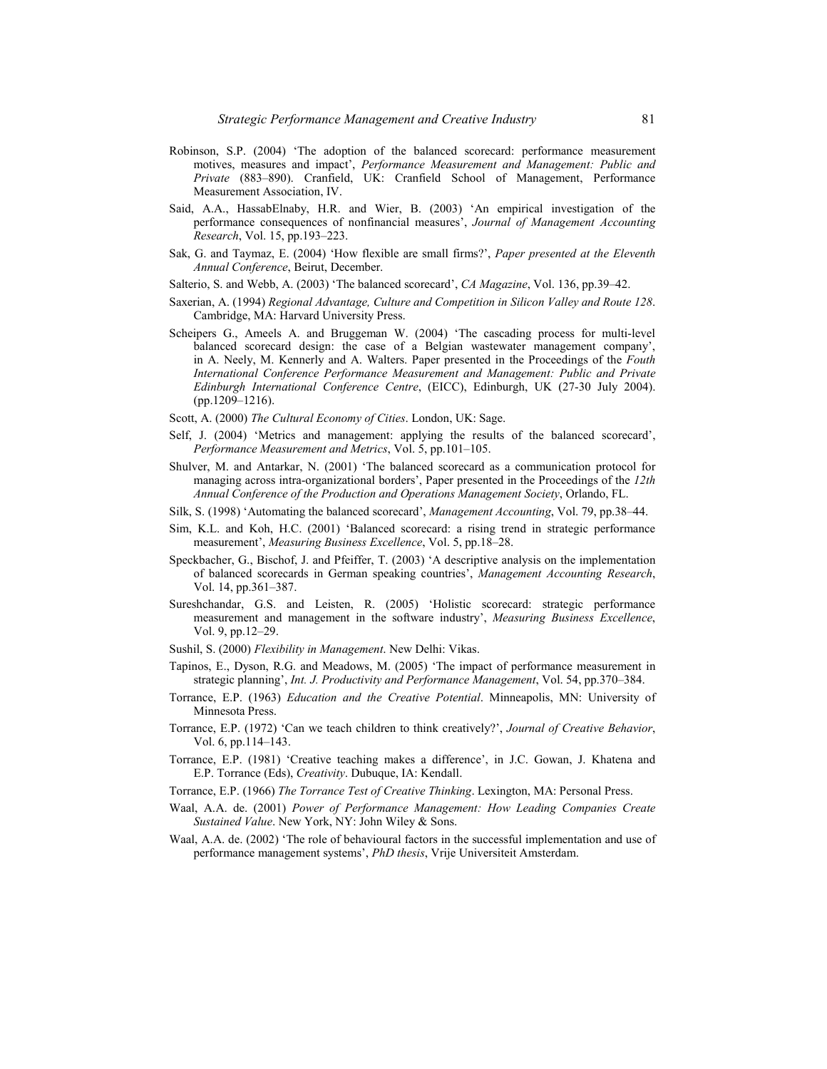Robinson, S.P. (2004) 'The adoption of the balanced scorecard: performance measurement motives, measures and impact', *Performance Measurement and Management: Public and Private* (883–890). Cranfield, UK: Cranfield School of Management, Performance Measurement Association, IV.

Said, A.A., HassabElnaby, H.R. and Wier, B. (2003) 'An empirical investigation of the performance consequences of nonfinancial measures', *Journal of Management Accounting Research*, Vol. 15, pp.193–223.

Sak, G. and Taymaz, E. (2004) 'How flexible are small firms?', *Paper presented at the Eleventh Annual Conference*, Beirut, December.

Salterio, S. and Webb, A. (2003) 'The balanced scorecard', *CA Magazine*, Vol. 136, pp.39–42.

Saxerian, A. (1994) *Regional Advantage, Culture and Competition in Silicon Valley and Route 128*. Cambridge, MA: Harvard University Press.

Scheipers G., Ameels A. and Bruggeman W. (2004) 'The cascading process for multi-level balanced scorecard design: the case of a Belgian wastewater management company', in A. Neely, M. Kennerly and A. Walters. Paper presented in the Proceedings of the *Fouth International Conference Performance Measurement and Management: Public and Private Edinburgh International Conference Centre*, (EICC), Edinburgh, UK (27-30 July 2004). (pp.1209–1216).

Scott, A. (2000) *The Cultural Economy of Cities*. London, UK: Sage.

Self, J. (2004) 'Metrics and management: applying the results of the balanced scorecard', *Performance Measurement and Metrics*, Vol. 5, pp.101–105.

Shulver, M. and Antarkar, N. (2001) 'The balanced scorecard as a communication protocol for managing across intra-organizational borders', Paper presented in the Proceedings of the *12th Annual Conference of the Production and Operations Management Society*, Orlando, FL.

Silk, S. (1998) 'Automating the balanced scorecard', *Management Accounting*, Vol. 79, pp.38–44.

Sim, K.L. and Koh, H.C. (2001) 'Balanced scorecard: a rising trend in strategic performance measurement', *Measuring Business Excellence*, Vol. 5, pp.18–28.

Speckbacher, G., Bischof, J. and Pfeiffer, T. (2003) 'A descriptive analysis on the implementation of balanced scorecards in German speaking countries', *Management Accounting Research*, Vol. 14, pp.361–387.

Sureshchandar, G.S. and Leisten, R. (2005) 'Holistic scorecard: strategic performance measurement and management in the software industry', *Measuring Business Excellence*, Vol. 9, pp.12–29.

Sushil, S. (2000) *Flexibility in Management*. New Delhi: Vikas.

Tapinos, E., Dyson, R.G. and Meadows, M. (2005) 'The impact of performance measurement in strategic planning', *Int. J. Productivity and Performance Management*, Vol. 54, pp.370–384.

Torrance, E.P. (1963) *Education and the Creative Potential*. Minneapolis, MN: University of Minnesota Press.

Torrance, E.P. (1972) 'Can we teach children to think creatively?', *Journal of Creative Behavior*, Vol. 6, pp.114–143.

Torrance, E.P. (1981) 'Creative teaching makes a difference', in J.C. Gowan, J. Khatena and E.P. Torrance (Eds), *Creativity*. Dubuque, IA: Kendall.

Torrance, E.P. (1966) *The Torrance Test of Creative Thinking*. Lexington, MA: Personal Press.

Waal, A.A. de. (2001) *Power of Performance Management: How Leading Companies Create Sustained Value*. New York, NY: John Wiley & Sons.

Waal, A.A. de. (2002) 'The role of behavioural factors in the successful implementation and use of performance management systems', *PhD thesis*, Vrije Universiteit Amsterdam.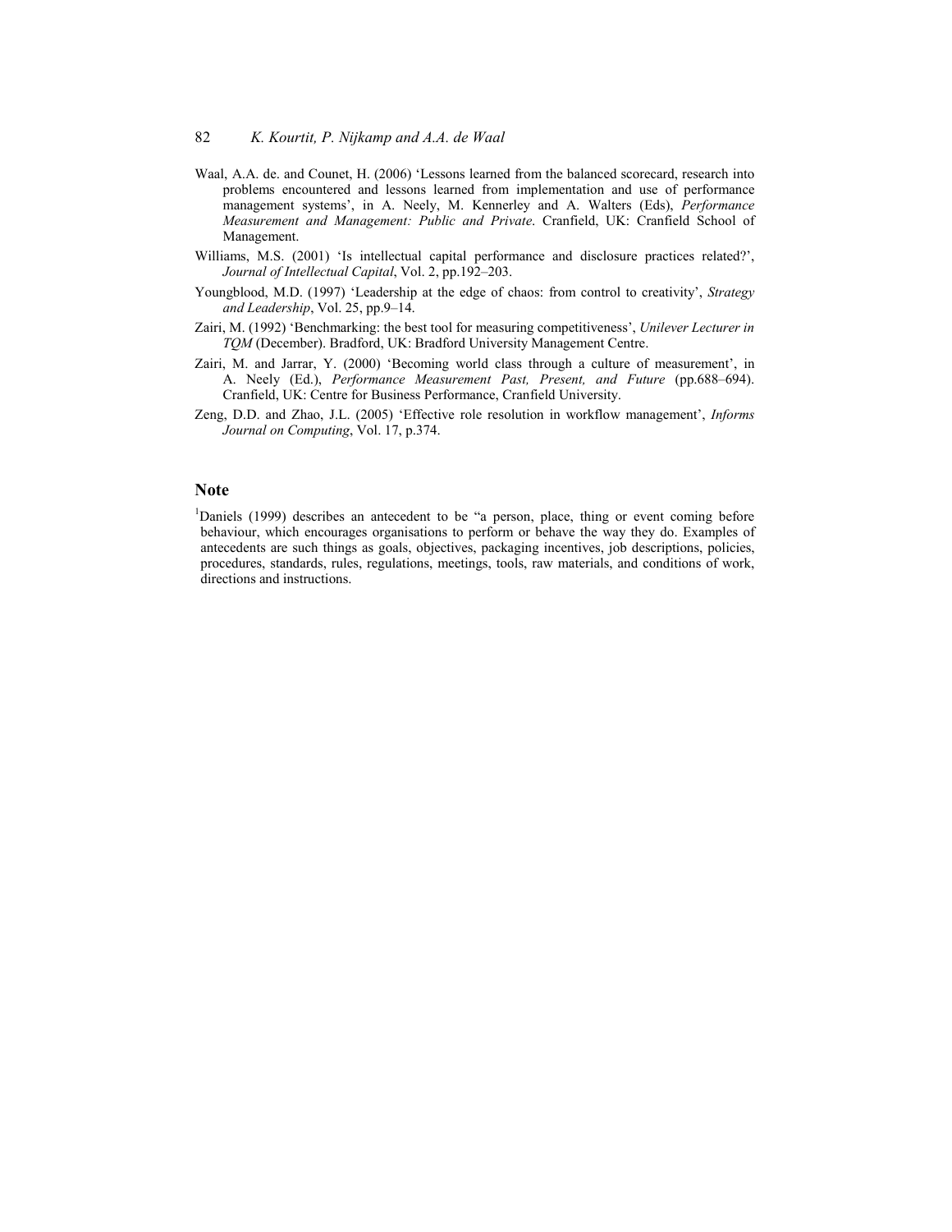Waal, A.A. de. and Counet, H. (2006) 'Lessons learned from the balanced scorecard, research into problems encountered and lessons learned from implementation and use of performance management systems', in A. Neely, M. Kennerley and A. Walters (Eds), *Performance Measurement and Management: Public and Private*. Cranfield, UK: Cranfield School of Management.

Williams, M.S. (2001) 'Is intellectual capital performance and disclosure practices related?', *Journal of Intellectual Capital*, Vol. 2, pp.192–203.

Youngblood, M.D. (1997) 'Leadership at the edge of chaos: from control to creativity', *Strategy and Leadership*, Vol. 25, pp.9–14.

Zairi, M. (1992) 'Benchmarking: the best tool for measuring competitiveness', *Unilever Lecturer in TQM* (December). Bradford, UK: Bradford University Management Centre.

Zairi, M. and Jarrar, Y. (2000) 'Becoming world class through a culture of measurement', in A. Neely (Ed.), *Performance Measurement Past, Present, and Future* (pp.688–694). Cranfield, UK: Centre for Business Performance, Cranfield University.

Zeng, D.D. and Zhao, J.L. (2005) 'Effective role resolution in workflow management', *Informs Journal on Computing*, Vol. 17, p.374.

## Note

[1]Daniels (1999) describes an antecedent to be "a person, place, thing or event coming before behaviour, which encourages organisations to perform or behave the way they do. Examples of antecedents are such things as goals, objectives, packaging incentives, job descriptions, policies, procedures, standards, rules, regulations, meetings, tools, raw materials, and conditions of work, directions and instructions.